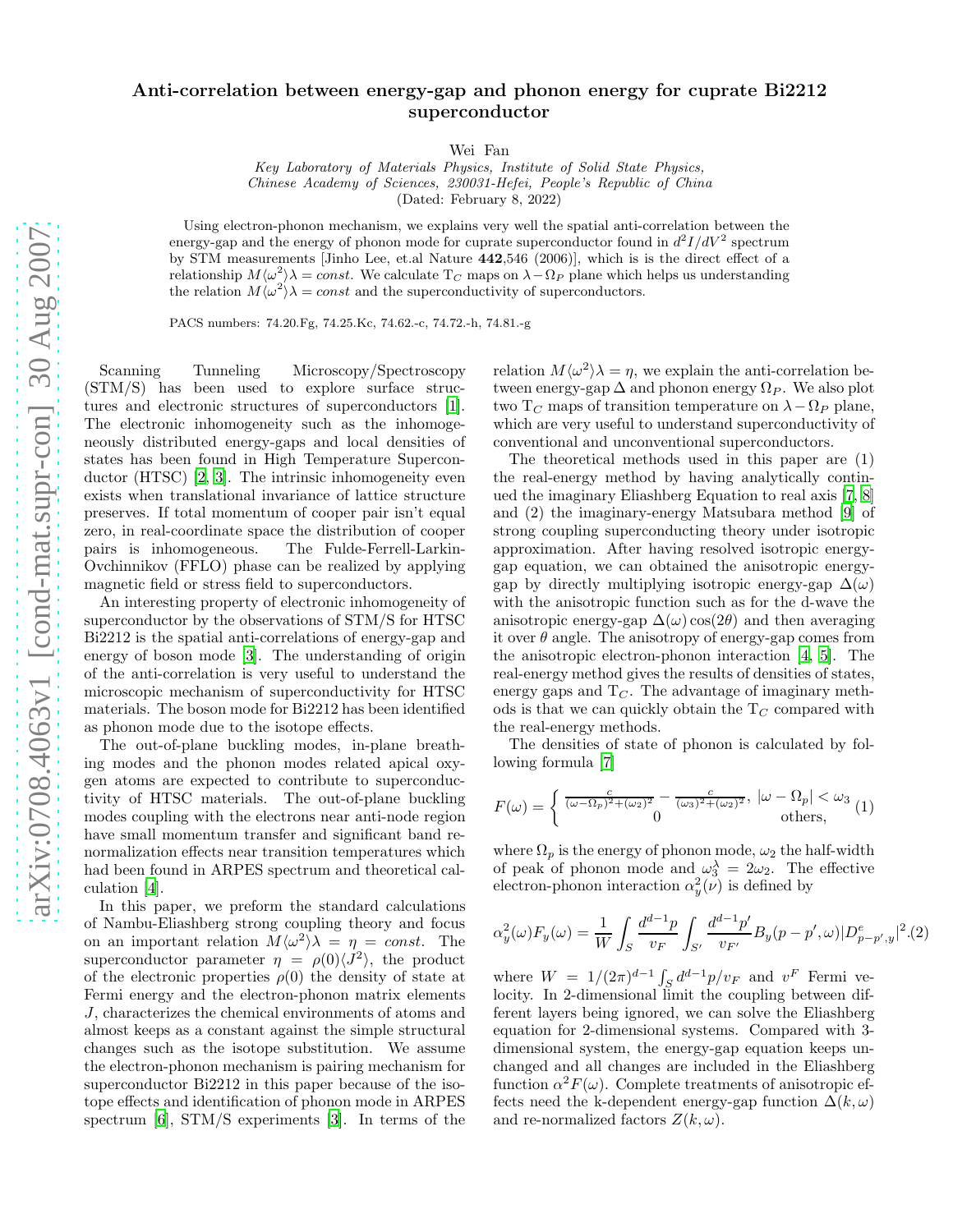# Anti-correlation between energy-gap and phonon energy for cuprate Bi2212 superconductor

Wei Fan

*Key Laboratory of Materials Physics, Institute of Solid State Physics, Chinese Academy of Sciences, 230031-Hefei, People's Republic of China*

(Dated: February 8, 2022)

Using electron-phonon mechanism, we explains very well the spatial anti-correlation between the energy-gap and the energy of phonon mode for cuprate superconductor found in $d^2I/dV^2$ spectrum by STM measurements [Jinho Lee, et.al Nature **442**,546 (2006)], which is is the direct effect of a relationship $M\langle\omega^2\rangle\lambda = const.$ We calculate T$_C$ maps on $\lambda-\Omega_P$ plane which helps us understanding the relation $M\langle\omega^2\rangle\lambda = const$ and the superconductivity of superconductors.

PACS numbers: 74.20.Fg, 74.25.Kc, 74.62.-c, 74.72.-h, 74.81.-g

Scanning Tunneling Microscopy/Spectroscopy (STM/S) has been used to explore surface structures and electronic structures of superconductors [1]. The electronic inhomogeneity such as the inhomogeneously distributed energy-gaps and local densities of states has been found in High Temperature Superconductor (HTSC) [2, 3]. The intrinsic inhomogeneity even exists when translational invariance of lattice structure preserves. If total momentum of cooper pair isn't equal zero, in real-coordinate space the distribution of cooper pairs is inhomogeneous. The Fulde-Ferrell-Larkin-Ovchinnikov (FFLO) phase can be realized by applying magnetic field or stress field to superconductors.

An interesting property of electronic inhomogeneity of superconductor by the observations of STM/S for HTSC Bi2212 is the spatial anti-correlations of energy-gap and energy of boson mode [3]. The understanding of origin of the anti-correlation is very useful to understand the microscopic mechanism of superconductivity for HTSC materials. The boson mode for Bi2212 has been identified as phonon mode due to the isotope effects.

The out-of-plane buckling modes, in-plane breathing modes and the phonon modes related apical oxygen atoms are expected to contribute to superconductivity of HTSC materials. The out-of-plane buckling modes coupling with the electrons near anti-node region have small momentum transfer and significant band renormalization effects near transition temperatures which had been found in ARPES spectrum and theoretical calculation [4].

In this paper, we preform the standard calculations of Nambu-Eliashberg strong coupling theory and focus on an important relation $M\langle\omega^2\rangle\lambda = \eta = const.$ The superconductor parameter $\eta = \rho(0)\langle J^2\rangle$, the product of the electronic properties $\rho(0)$ the density of state at Fermi energy and the electron-phonon matrix elements $J$, characterizes the chemical environments of atoms and almost keeps as a constant against the simple structural changes such as the isotope substitution. We assume the electron-phonon mechanism is pairing mechanism for superconductor Bi2212 in this paper because of the isotope effects and identification of phonon mode in ARPES spectrum [6], STM/S experiments [3]. In terms of the relation $M\langle\omega^2\rangle\lambda = \eta$, we explain the anti-correlation between energy-gap $\Delta$ and phonon energy $\Omega_P$. We also plot two T$_C$ maps of transition temperature on $\lambda-\Omega_P$ plane, which are very useful to understand superconductivity of conventional and unconventional superconductors.

The theoretical methods used in this paper are (1) the real-energy method by having analytically continued the imaginary Eliashberg Equation to real axis [7, 8] and (2) the imaginary-energy Matsubara method [9] of strong coupling superconducting theory under isotropic approximation. After having resolved isotropic energy-gap equation, we can obtained the anisotropic energy-gap by directly multiplying isotropic energy-gap $\Delta(\omega)$ with the anisotropic function such as for the d-wave the anisotropic energy-gap $\Delta(\omega)\cos(2\theta)$ and then averaging it over $\theta$ angle. The anisotropy of energy-gap comes from the anisotropic electron-phonon interaction [4, 5]. The real-energy method gives the results of densities of states, energy gaps and T$_C$. The advantage of imaginary methods is that we can quickly obtain the T$_C$ compared with the real-energy methods.

The densities of state of phonon is calculated by following formula [7]

$$F(\omega) = \begin{cases} \frac{c}{(\omega-\Omega_p)^2+(\omega_2)^2} - \frac{c}{(\omega_3)^2+(\omega_2)^2}, & |\omega-\Omega_p| < \omega_3 \\ 0 & \text{others}, \end{cases} \quad (1)$$

where $\Omega_p$ is the energy of phonon mode, $\omega_2$ the half-width of peak of phonon mode and $\omega_3^\lambda = 2\omega_2$. The effective electron-phonon interaction $\alpha_y^2(\nu)$ is defined by

$$\alpha_y^2(\omega)F_y(\omega) = \frac{1}{W}\int_S \frac{d^{d-1}p}{v_F}\int_{S'}\frac{d^{d-1}p'}{v_{F'}}B_y(p-p',\omega)|D^e_{p-p',y}|^2. \quad (2)$$

where $W = 1/(2\pi)^{d-1}\int_S d^{d-1}p/v_F$ and $v^F$ Fermi velocity. In 2-dimensional limit the coupling between different layers being ignored, we can solve the Eliashberg equation for 2-dimensional systems. Compared with 3-dimensional system, the energy-gap equation keeps unchanged and all changes are included in the Eliashberg function $\alpha^2F(\omega)$. Complete treatments of anisotropic effects need the k-dependent energy-gap function $\Delta(k,\omega)$ and re-normalized factors $Z(k,\omega)$.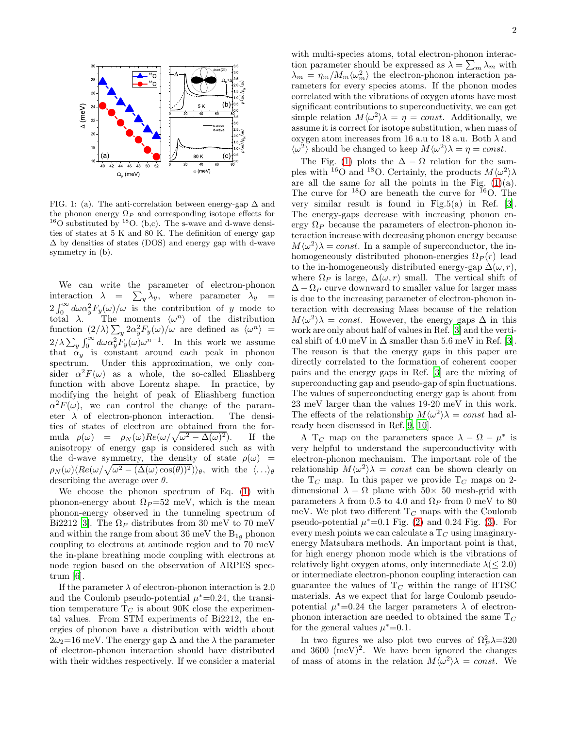FIG. 1: (a). The anti-correlation between energy-gap $\Delta$ and the phonon energy $\Omega_P$ and corresponding isotope effects for $^{16}$O substituted by $^{18}$O. (b,c). The s-wave and d-wave densities of states at 5 K and 80 K. The definition of energy gap $\Delta$ by densities of states (DOS) and energy gap with d-wave symmetry in (b).

We can write the parameter of electron-phonon interaction $\lambda = \sum_y \lambda_y$, where parameter $\lambda_y = 2\int_0^\infty d\omega \alpha_y^2 F_y(\omega)/\omega$ is the contribution of $y$ mode to total $\lambda$. The moments $\langle\omega^n\rangle$ of the distribution function $(2/\lambda)\sum_y 2\alpha_y^2 F_y(\omega)/\omega$ are defined as $\langle\omega^n\rangle = 2/\lambda \sum_y \int_0^\infty d\omega \alpha_y^2 F_y(\omega)\omega^{n-1}$. In this work we assume that $\alpha_y$ is constant around each peak in phonon spectrum. Under this approximation, we only consider $\alpha^2F(\omega)$ as a whole, the so-called Eliashberg function with above Lorentz shape. In practice, by modifying the height of peak of Eliashberg function $\alpha^2F(\omega)$, we can control the change of the parameter $\lambda$ of electron-phonon interaction. The densities of states of electron are obtained from the formula $\rho(\omega) = \rho_N(\omega) Re(\omega/\sqrt{\omega^2 - \Delta(\omega)^2})$. If the anisotropy of energy gap is considered such as with the d-wave symmetry, the density of state $\rho(\omega) = \rho_N(\omega)\langle Re(\omega/\sqrt{\omega^2 - (\Delta(\omega)\cos(\theta))^2})\rangle_\theta$, with the $\langle\ldots\rangle_\theta$ describing the average over $\theta$.

We choose the phonon spectrum of Eq. (1) with phonon-energy about $\Omega_P$=52 meV, which is the mean phonon-energy observed in the tunneling spectrum of Bi2212 [3]. The $\Omega_P$ distributes from 30 meV to 70 meV and within the range from about 36 meV the $B_{1g}$ phonon coupling to electrons at antinode region and to 70 meV the in-plane breathing mode coupling with electrons at node region based on the observation of ARPES spectrum [6].

If the parameter $\lambda$ of electron-phonon interaction is 2.0 and the Coulomb pseudo-potential $\mu^*$=0.24, the transition temperature $T_C$ is about 90K close the experimental values. From STM experiments of Bi2212, the energies of phonon have a distribution with width about $2\omega_2$=16 meV. The energy gap $\Delta$ and the $\lambda$ the parameter of electron-phonon interaction should have distributed with their widthes respectively. If we consider a material with multi-species atoms, total electron-phonon interaction parameter should be expressed as $\lambda = \sum_m \lambda_m$ with $\lambda_m = \eta_m / M_m\langle\omega_m^2\rangle$ the electron-phonon interaction parameters for every species atoms. If the phonon modes correlated with the vibrations of oxygen atoms have most significant contributions to superconductivity, we can get simple relation $M\langle\omega^2\rangle\lambda = \eta = const$. Additionally, we assume it is correct for isotope substitution, when mass of oxygen atom increases from 16 a.u to 18 a.u. Both $\lambda$ and $\langle\omega^2\rangle$ should be changed to keep $M\langle\omega^2\rangle\lambda = \eta = const$.

The Fig. (1) plots the $\Delta - \Omega$ relation for the samples with $^{16}$O and $^{18}$O. Certainly, the products $M\langle\omega^2\rangle\lambda$ are all the same for all the points in the Fig. (1)(a). The curve for $^{18}$O are beneath the curve for $^{16}$O. The very similar result is found in Fig.5(a) in Ref. [3]. The energy-gaps decrease with increasing phonon energy $\Omega_P$ because the parameters of electron-phonon interaction increase with decreasing phonon energy because $M\langle\omega^2\rangle\lambda = const$. In a sample of superconductor, the in-homogeneously distributed phonon-energies $\Omega_P(r)$ lead to the in-homogeneously distributed energy-gap $\Delta(\omega, r)$, where $\Omega_P$ is large, $\Delta(\omega, r)$ small. The vertical shift of $\Delta - \Omega_P$ curve downward to smaller value for larger mass is due to the increasing parameter of electron-phonon interaction with decreasing Mass because of the relation $M\langle\omega^2\rangle\lambda = const$. However, the energy gaps $\Delta$ in this work are only about half of values in Ref. [3] and the vertical shift of 4.0 meV in $\Delta$ smaller than 5.6 meV in Ref. [3]. The reason is that the energy gaps in this paper are directly correlated to the formation of coherent cooper pairs and the energy gaps in Ref. [3] are the mixing of superconducting gap and pseudo-gap of spin fluctuations. The values of superconducting energy gap is about from 23 meV larger than the values 19-20 meV in this work. The effects of the relationship $M\langle\omega^2\rangle\lambda = const$ had already been discussed in Ref.[9, 10].

A $T_C$ map on the parameters space $\lambda - \Omega - \mu^*$ is very helpful to understand the superconductivity with electron-phonon mechanism. The important role of the relationship $M\langle\omega^2\rangle\lambda = const$ can be shown clearly on the $T_C$ map. In this paper we provide $T_C$ maps on 2-dimensional $\lambda - \Omega$ plane with $50\times$ 50 mesh-grid with parameters $\lambda$ from 0.5 to 4.0 and $\Omega_P$ from 0 meV to 80 meV. We plot two different $T_C$ maps with the Coulomb pseudo-potential $\mu^*$=0.1 Fig. (2) and 0.24 Fig. (3). For every mesh points we can calculate a $T_C$ using imaginary-energy Matsubara methods. An important point is that, for high energy phonon mode which is the vibrations of relatively light oxygen atoms, only intermediate $\lambda(\leq 2.0)$ or intermediate electron-phonon coupling interaction can guarantee the values of $T_C$ within the range of HTSC materials. As we expect that for large Coulomb pseudo-potential $\mu^*$=0.24 the larger parameters $\lambda$ of electron-phonon interaction are needed to obtained the same $T_C$ for the general values $\mu^*$=0.1.

In two figures we also plot two curves of $\Omega_P^2\lambda$=320 and 3600 (meV)$^2$. We have been ignored the changes of mass of atoms in the relation $M\langle\omega^2\rangle\lambda = const$. We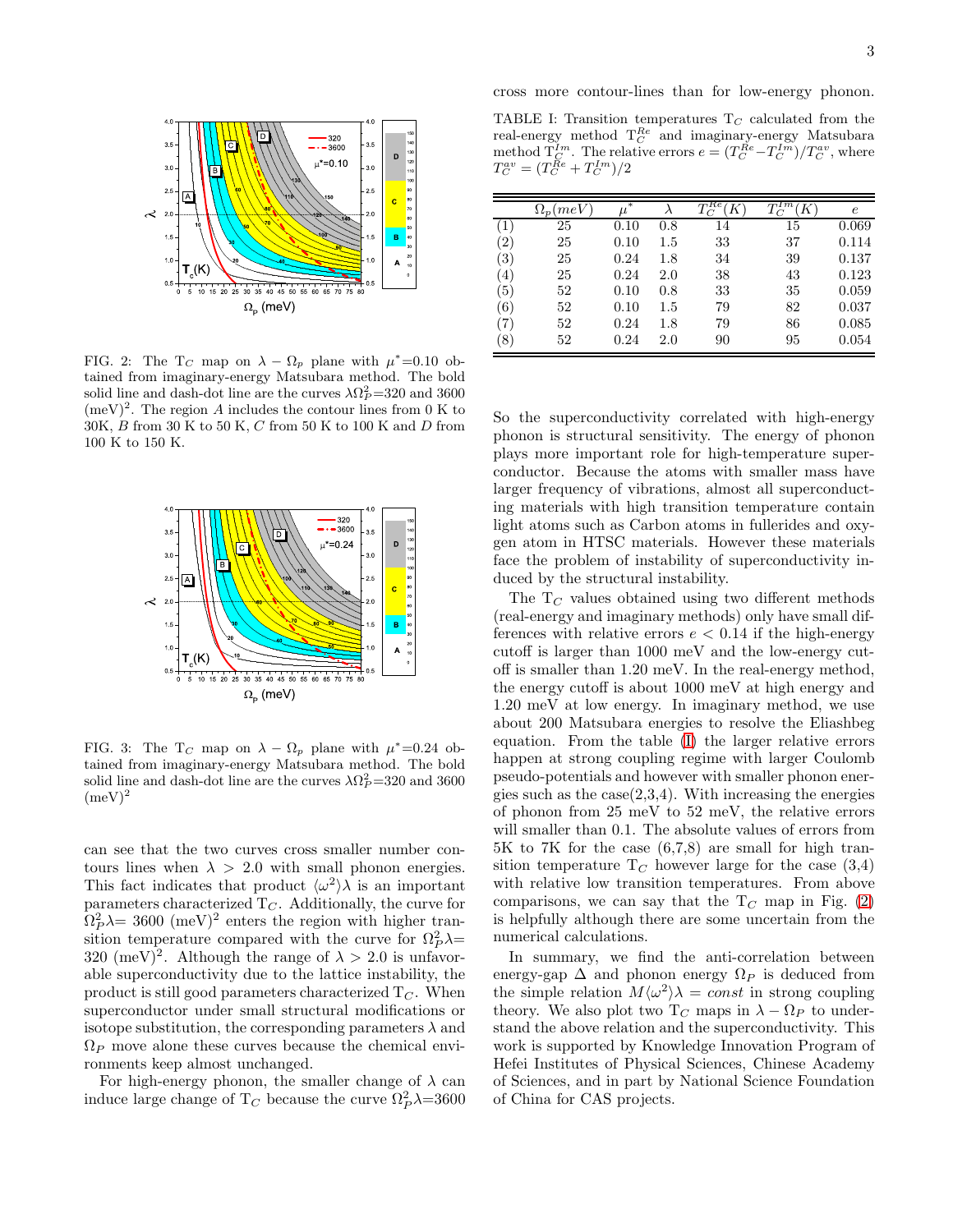FIG. 2: The $T_C$ map on $\lambda - \Omega_p$ plane with $\mu^*$=0.10 obtained from imaginary-energy Matsubara method. The bold solid line and dash-dot line are the curves $\lambda\Omega_P^2$=320 and 3600 $(\mathrm{meV})^2$. The region $A$ includes the contour lines from 0 K to 30K, $B$ from 30 K to 50 K, $C$ from 50 K to 100 K and $D$ from 100 K to 150 K.

FIG. 3: The $T_C$ map on $\lambda - \Omega_p$ plane with $\mu^*$=0.24 obtained from imaginary-energy Matsubara method. The bold solid line and dash-dot line are the curves $\lambda\Omega_P^2$=320 and 3600 $(\mathrm{meV})^2$

can see that the two curves cross smaller number contours lines when $\lambda > 2.0$ with small phonon energies. This fact indicates that product $\langle\omega^2\rangle\lambda$ is an important parameters characterized $T_C$. Additionally, the curve for $\Omega_P^2\lambda$= 3600 $(\mathrm{meV})^2$ enters the region with higher transition temperature compared with the curve for $\Omega_P^2\lambda$= 320 $(\mathrm{meV})^2$. Although the range of $\lambda > 2.0$ is unfavorable superconductivity due to the lattice instability, the product is still good parameters characterized $T_C$. When superconductor under small structural modifications or isotope substitution, the corresponding parameters $\lambda$ and $\Omega_P$ move alone these curves because the chemical environments keep almost unchanged.

For high-energy phonon, the smaller change of $\lambda$ can induce large change of $T_C$ because the curve $\Omega_P^2\lambda$=3600 cross more contour-lines than for low-energy phonon.

TABLE I: Transition temperatures $T_C$ calculated from the real-energy method $T_C^{Re}$ and imaginary-energy Matsubara method $T_C^{Im}$. The relative errors $e = (T_C^{Re} - T_C^{Im})/T_C^{av}$, where $T_C^{av} = (T_C^{Re} + T_C^{Im})/2$

| | $\Omega_p(meV)$ | $\mu^*$ | $\lambda$ | $T_C^{Re}(K)$ | $T_C^{Im}(K)$ | $e$ |
|---|---|---|---|---|---|---|
| (1) | 25 | 0.10 | 0.8 | 14 | 15 | 0.069 |
| (2) | 25 | 0.10 | 1.5 | 33 | 37 | 0.114 |
| (3) | 25 | 0.24 | 1.8 | 34 | 39 | 0.137 |
| (4) | 25 | 0.24 | 2.0 | 38 | 43 | 0.123 |
| (5) | 52 | 0.10 | 0.8 | 33 | 35 | 0.059 |
| (6) | 52 | 0.10 | 1.5 | 79 | 82 | 0.037 |
| (7) | 52 | 0.24 | 1.8 | 79 | 86 | 0.085 |
| (8) | 52 | 0.24 | 2.0 | 90 | 95 | 0.054 |

So the superconductivity correlated with high-energy phonon is structural sensitivity. The energy of phonon plays more important role for high-temperature superconductor. Because the atoms with smaller mass have larger frequency of vibrations, almost all superconducting materials with high transition temperature contain light atoms such as Carbon atoms in fullerides and oxygen atom in HTSC materials. However these materials face the problem of instability of superconductivity induced by the structural instability.

The $T_C$ values obtained using two different methods (real-energy and imaginary methods) only have small differences with relative errors $e < 0.14$ if the high-energy cutoff is larger than 1000 meV and the low-energy cutoff is smaller than 1.20 meV. In the real-energy method, the energy cutoff is about 1000 meV at high energy and 1.20 meV at low energy. In imaginary method, we use about 200 Matsubara energies to resolve the Eliashbeg equation. From the table (I) the larger relative errors happen at strong coupling regime with larger Coulomb pseudo-potentials and however with smaller phonon energies such as the case(2,3,4). With increasing the energies of phonon from 25 meV to 52 meV, the relative errors will smaller than 0.1. The absolute values of errors from 5K to 7K for the case (6,7,8) are small for high transition temperature $T_C$ however large for the case (3,4) with relative low transition temperatures. From above comparisons, we can say that the $T_C$ map in Fig. (2) is helpfully although there are some uncertain from the numerical calculations.

In summary, we find the anti-correlation between energy-gap $\Delta$ and phonon energy $\Omega_P$ is deduced from the simple relation $M\langle\omega^2\rangle\lambda = const$ in strong coupling theory. We also plot two $T_C$ maps in $\lambda - \Omega_P$ to understand the above relation and the superconductivity. This work is supported by Knowledge Innovation Program of Hefei Institutes of Physical Sciences, Chinese Academy of Sciences, and in part by National Science Foundation of China for CAS projects.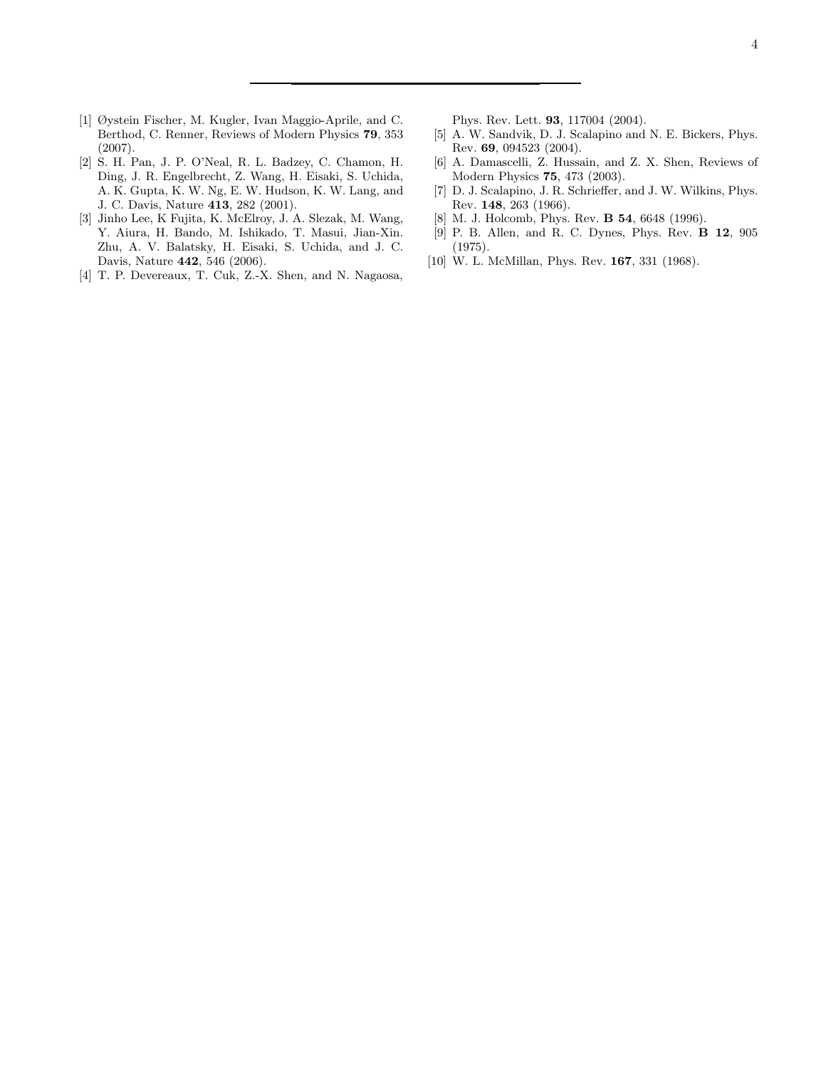[1] Øystein Fischer, M. Kugler, Ivan Maggio-Aprile, and C. Berthod, C. Renner, Reviews of Modern Physics **79**, 353 (2007).

[2] S. H. Pan, J. P. O'Neal, R. L. Badzey, C. Chamon, H. Ding, J. R. Engelbrecht, Z. Wang, H. Eisaki, S. Uchida, A. K. Gupta, K. W. Ng, E. W. Hudson, K. W. Lang, and J. C. Davis, Nature **413**, 282 (2001).

[3] Jinho Lee, K Fujita, K. McElroy, J. A. Slezak, M. Wang, Y. Aiura, H. Bando, M. Ishikado, T. Masui, Jian-Xin. Zhu, A. V. Balatsky, H. Eisaki, S. Uchida, and J. C. Davis, Nature **442**, 546 (2006).

[4] T. P. Devereaux, T. Cuk, Z.-X. Shen, and N. Nagaosa, Phys. Rev. Lett. **93**, 117004 (2004).

[5] A. W. Sandvik, D. J. Scalapino and N. E. Bickers, Phys. Rev. **69**, 094523 (2004).

[6] A. Damascelli, Z. Hussain, and Z. X. Shen, Reviews of Modern Physics **75**, 473 (2003).

[7] D. J. Scalapino, J. R. Schrieffer, and J. W. Wilkins, Phys. Rev. **148**, 263 (1966).

[8] M. J. Holcomb, Phys. Rev. **B 54**, 6648 (1996).

[9] P. B. Allen, and R. C. Dynes, Phys. Rev. **B 12**, 905 (1975).

[10] W. L. McMillan, Phys. Rev. **167**, 331 (1968).